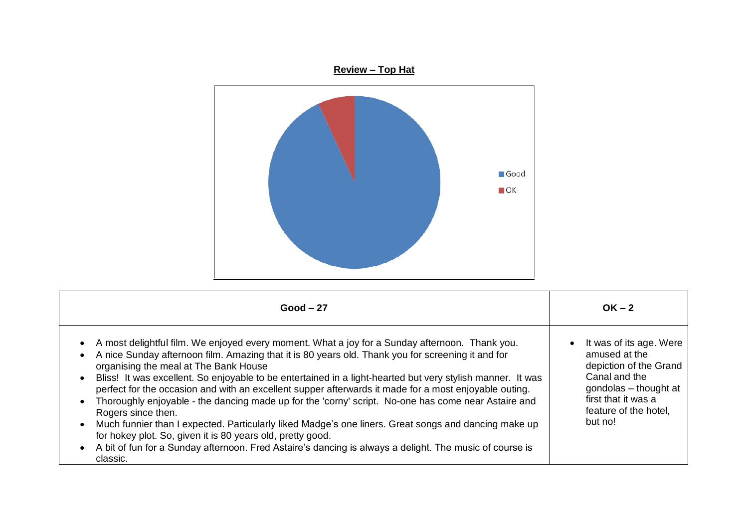**Review – Top Hat**

| Good – 27 | OK – 2 |
|---|---|
| • A most delightful film. We enjoyed every moment. What a joy for a Sunday afternoon. Thank you.<br>• A nice Sunday afternoon film. Amazing that it is 80 years old. Thank you for screening it and for organising the meal at The Bank House<br>• Bliss! It was excellent. So enjoyable to be entertained in a light-hearted but very stylish manner. It was perfect for the occasion and with an excellent supper afterwards it made for a most enjoyable outing.<br>• Thoroughly enjoyable - the dancing made up for the 'corny' script. No-one has come near Astaire and Rogers since then.<br>• Much funnier than I expected. Particularly liked Madge's one liners. Great songs and dancing make up for hokey plot. So, given it is 80 years old, pretty good.<br>• A bit of fun for a Sunday afternoon. Fred Astaire's dancing is always a delight. The music of course is classic. | • It was of its age. Were amused at the depiction of the Grand Canal and the gondolas – thought at first that it was a feature of the hotel, but no! |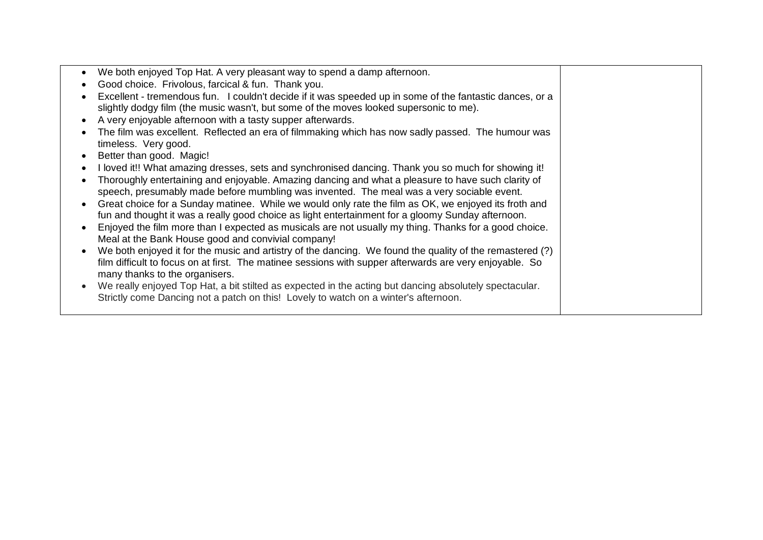| | |
|---|---|
| • We both enjoyed Top Hat. A very pleasant way to spend a damp afternoon.<br>• Good choice. Frivolous, farcical & fun. Thank you.<br>• Excellent - tremendous fun. I couldn't decide if it was speeded up in some of the fantastic dances, or a slightly dodgy film (the music wasn't, but some of the moves looked supersonic to me).<br>• A very enjoyable afternoon with a tasty supper afterwards.<br>• The film was excellent. Reflected an era of filmmaking which has now sadly passed. The humour was timeless. Very good.<br>• Better than good. Magic!<br>• I loved it!! What amazing dresses, sets and synchronised dancing. Thank you so much for showing it!<br>• Thoroughly entertaining and enjoyable. Amazing dancing and what a pleasure to have such clarity of speech, presumably made before mumbling was invented. The meal was a very sociable event.<br>• Great choice for a Sunday matinee. While we would only rate the film as OK, we enjoyed its froth and fun and thought it was a really good choice as light entertainment for a gloomy Sunday afternoon.<br>• Enjoyed the film more than I expected as musicals are not usually my thing. Thanks for a good choice. Meal at the Bank House good and convivial company!<br>• We both enjoyed it for the music and artistry of the dancing. We found the quality of the remastered (?) film difficult to focus on at first. The matinee sessions with supper afterwards are very enjoyable. So many thanks to the organisers.<br>• We really enjoyed Top Hat, a bit stilted as expected in the acting but dancing absolutely spectacular. Strictly come Dancing not a patch on this! Lovely to watch on a winter's afternoon. | |